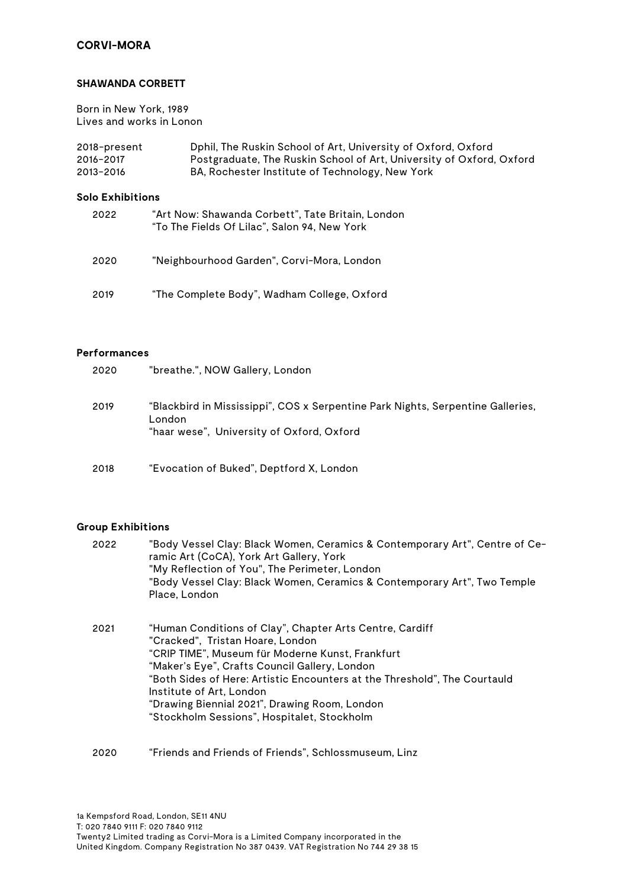# CORVI-MORA

## SHAWANDA CORBETT

Born in New York, 1989
Lives and works in Lonon

| | |
|---|---|
| 2018-present | Dphil, The Ruskin School of Art, University of Oxford, Oxford |
| 2016-2017 | Postgraduate, The Ruskin School of Art, University of Oxford, Oxford |
| 2013-2016 | BA, Rochester Institute of Technology, New York |

### Solo Exhibitions

2022
“Art Now: Shawanda Corbett”, Tate Britain, London
“To The Fields Of Lilac”, Salon 94, New York

2020
"Neighbourhood Garden", Corvi-Mora, London

2019
“The Complete Body”, Wadham College, Oxford

### Performances

2020
"breathe.", NOW Gallery, London

2019
“Blackbird in Mississippi”, COS x Serpentine Park Nights, Serpentine Galleries, London
“haar wese”, University of Oxford, Oxford

2018
“Evocation of Buked”, Deptford X, London

### Group Exhibitions

2022
"Body Vessel Clay: Black Women, Ceramics & Contemporary Art", Centre of Ceramic Art (CoCA), York Art Gallery, York
"My Reflection of You", The Perimeter, London
"Body Vessel Clay: Black Women, Ceramics & Contemporary Art", Two Temple Place, London

2021
“Human Conditions of Clay”, Chapter Arts Centre, Cardiff
"Cracked", Tristan Hoare, London
“CRIP TIME”, Museum für Moderne Kunst, Frankfurt
“Maker’s Eye”, Crafts Council Gallery, London
“Both Sides of Here: Artistic Encounters at the Threshold”, The Courtauld Institute of Art, London
“Drawing Biennial 2021”, Drawing Room, London
“Stockholm Sessions”, Hospitalet, Stockholm

2020
“Friends and Friends of Friends”, Schlossmuseum, Linz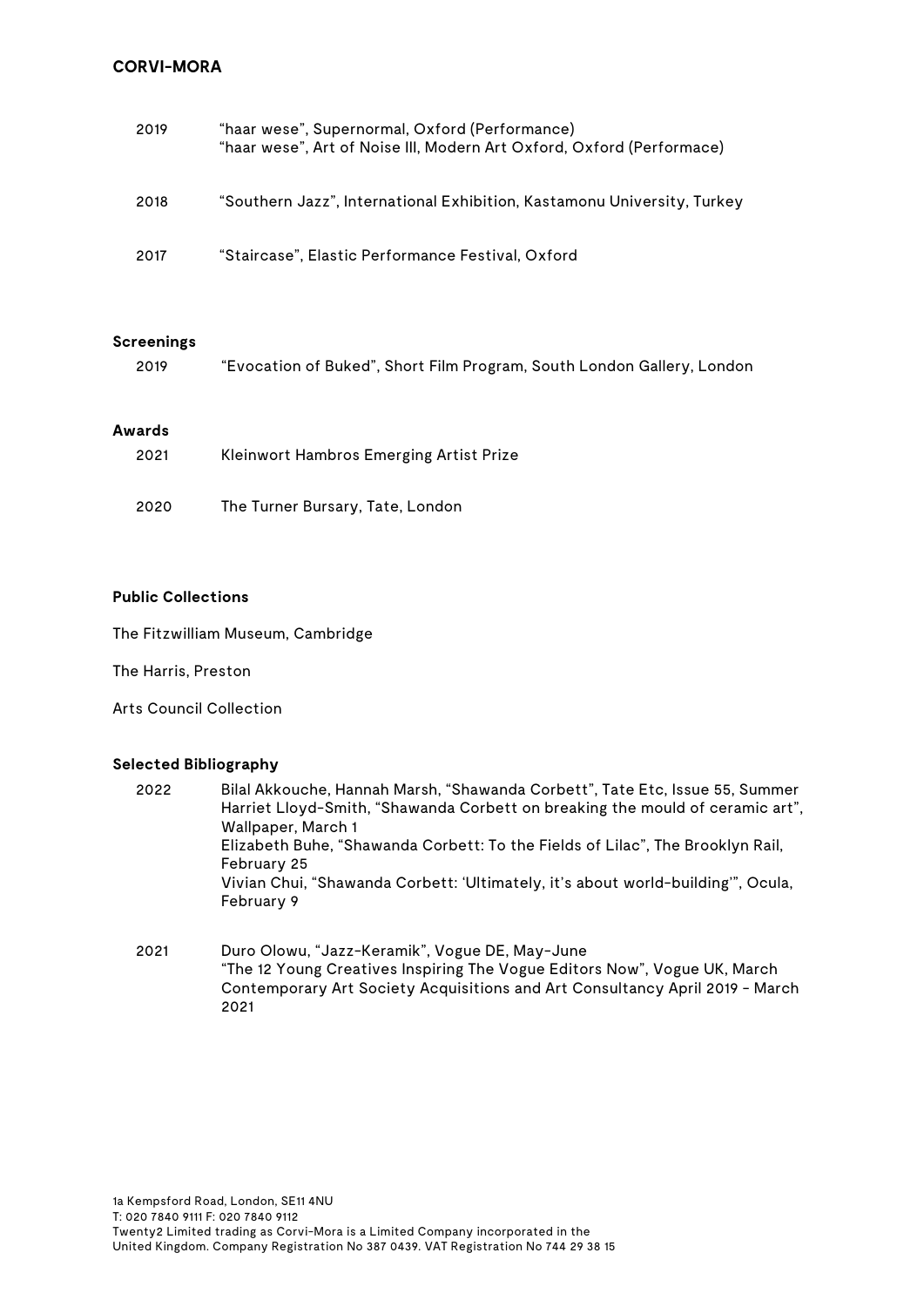| | |
|---|---|
| 2019 | "haar wese", Supernormal, Oxford (Performance)<br>"haar wese", Art of Noise III, Modern Art Oxford, Oxford (Performace) |
| 2018 | "Southern Jazz", International Exhibition, Kastamonu University, Turkey |
| 2017 | "Staircase", Elastic Performance Festival, Oxford |

**Screenings**

| | |
|---|---|
| 2019 | "Evocation of Buked", Short Film Program, South London Gallery, London |

**Awards**

| | |
|---|---|
| 2021 | Kleinwort Hambros Emerging Artist Prize |
| 2020 | The Turner Bursary, Tate, London |

**Public Collections**

The Fitzwilliam Museum, Cambridge

The Harris, Preston

Arts Council Collection

**Selected Bibliography**

| | |
|---|---|
| 2022 | Bilal Akkouche, Hannah Marsh, "Shawanda Corbett", Tate Etc, Issue 55, Summer<br>Harriet Lloyd-Smith, "Shawanda Corbett on breaking the mould of ceramic art", Wallpaper, March 1<br>Elizabeth Buhe, "Shawanda Corbett: To the Fields of Lilac", The Brooklyn Rail, February 25<br>Vivian Chui, "Shawanda Corbett: 'Ultimately, it's about world-building'", Ocula, February 9 |
| 2021 | Duro Olowu, "Jazz-Keramik", Vogue DE, May-June<br>"The 12 Young Creatives Inspiring The Vogue Editors Now", Vogue UK, March<br>Contemporary Art Society Acquisitions and Art Consultancy April 2019 - March 2021 |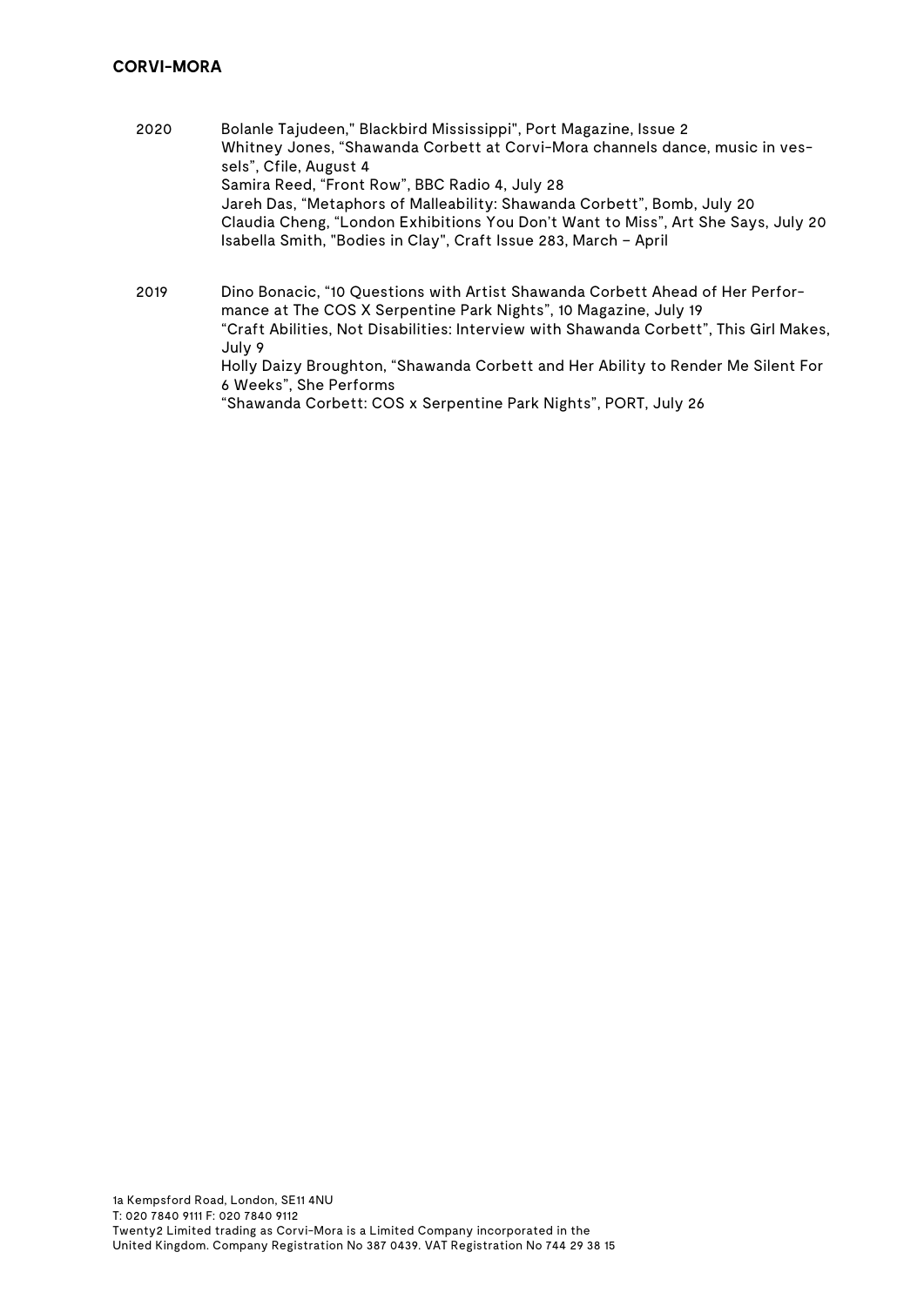**2020**

Bolanle Tajudeen," Blackbird Mississippi", Port Magazine, Issue 2
Whitney Jones, “Shawanda Corbett at Corvi-Mora channels dance, music in vessels”, Cfile, August 4
Samira Reed, “Front Row”, BBC Radio 4, July 28
Jareh Das, “Metaphors of Malleability: Shawanda Corbett”, Bomb, July 20
Claudia Cheng, “London Exhibitions You Don’t Want to Miss”, Art She Says, July 20
Isabella Smith, "Bodies in Clay", Craft Issue 283, March – April

**2019**

Dino Bonacic, “10 Questions with Artist Shawanda Corbett Ahead of Her Performance at The COS X Serpentine Park Nights”, 10 Magazine, July 19
“Craft Abilities, Not Disabilities: Interview with Shawanda Corbett”, This Girl Makes, July 9
Holly Daizy Broughton, “Shawanda Corbett and Her Ability to Render Me Silent For 6 Weeks”, She Performs
“Shawanda Corbett: COS x Serpentine Park Nights”, PORT, July 26